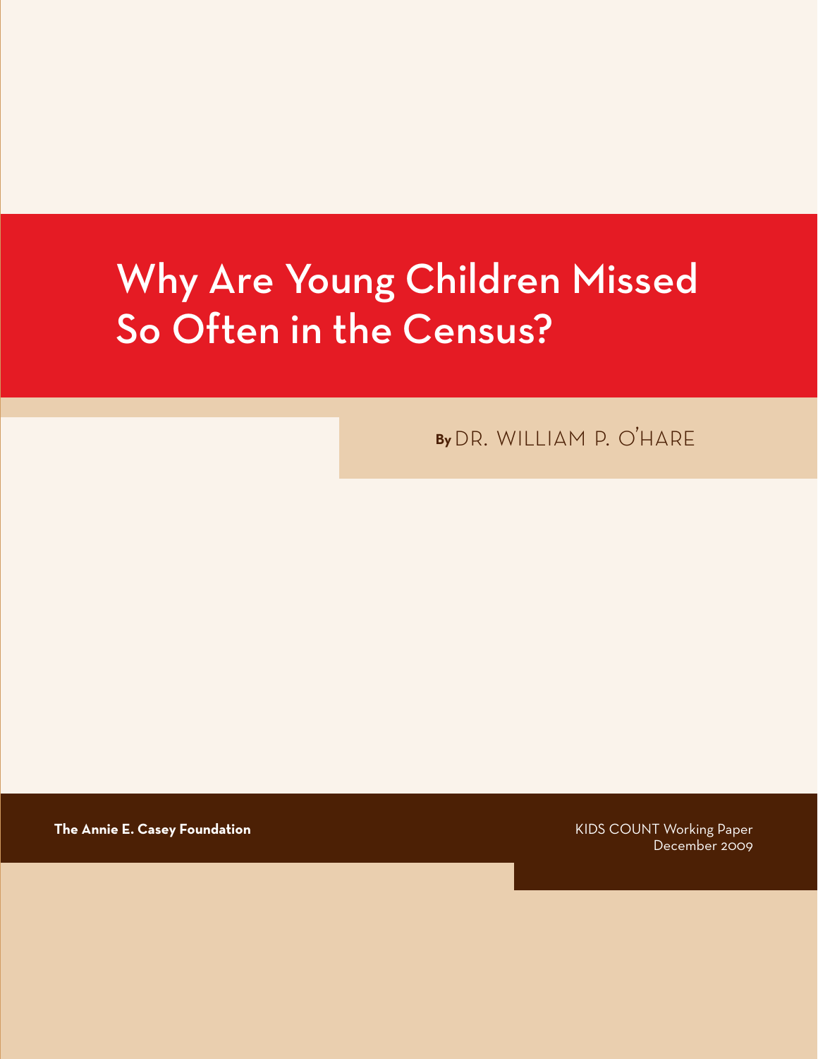# Why Are Young Children Missed So Often in the Census?

By DR. WILLIAM P. O'HARE

**The Annie E. Casey Foundation**

KIDS COUNT Working Paper
December 2009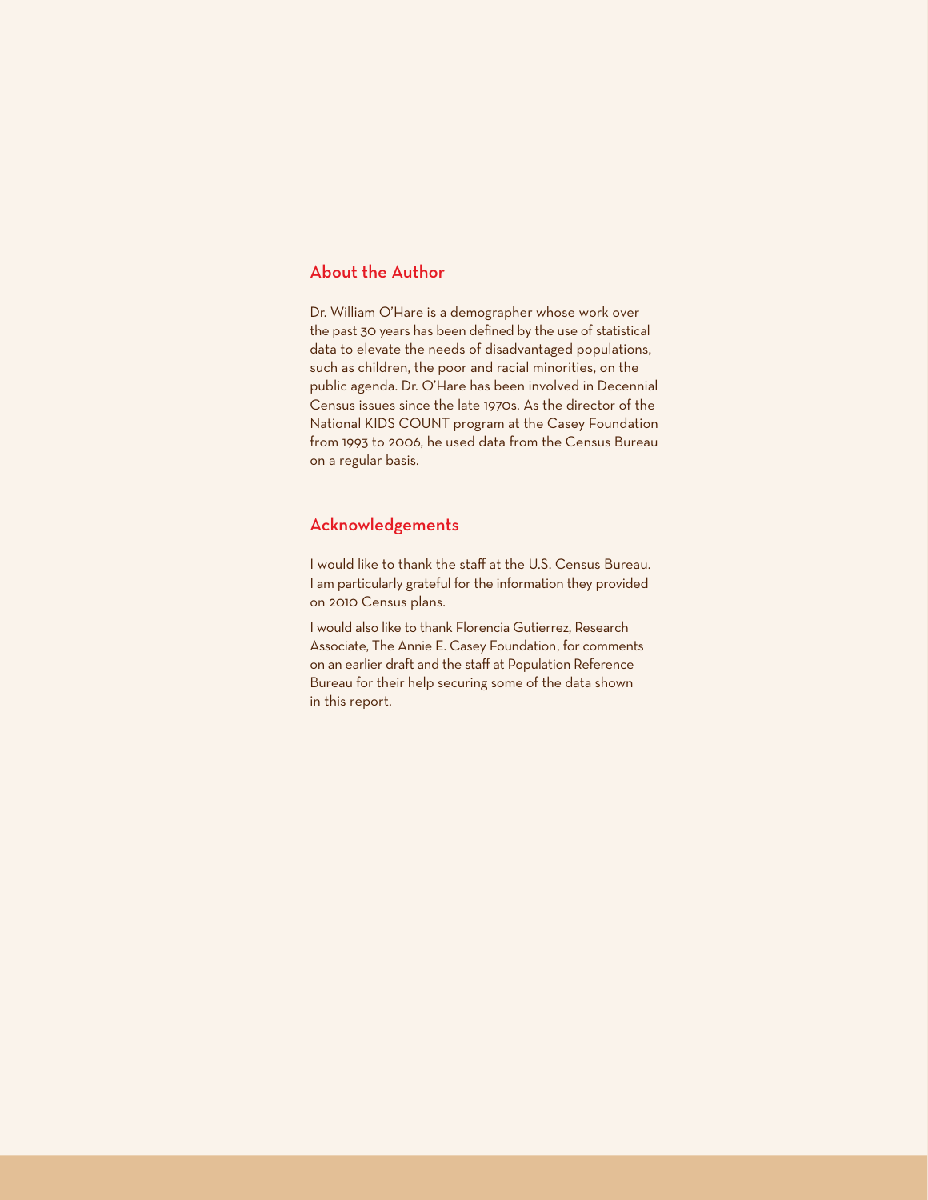## About the Author

Dr. William O'Hare is a demographer whose work over the past 30 years has been defined by the use of statistical data to elevate the needs of disadvantaged populations, such as children, the poor and racial minorities, on the public agenda. Dr. O'Hare has been involved in Decennial Census issues since the late 1970s. As the director of the National KIDS COUNT program at the Casey Foundation from 1993 to 2006, he used data from the Census Bureau on a regular basis.

## Acknowledgements

I would like to thank the staff at the U.S. Census Bureau. I am particularly grateful for the information they provided on 2010 Census plans.

I would also like to thank Florencia Gutierrez, Research Associate, The Annie E. Casey Foundation, for comments on an earlier draft and the staff at Population Reference Bureau for their help securing some of the data shown in this report.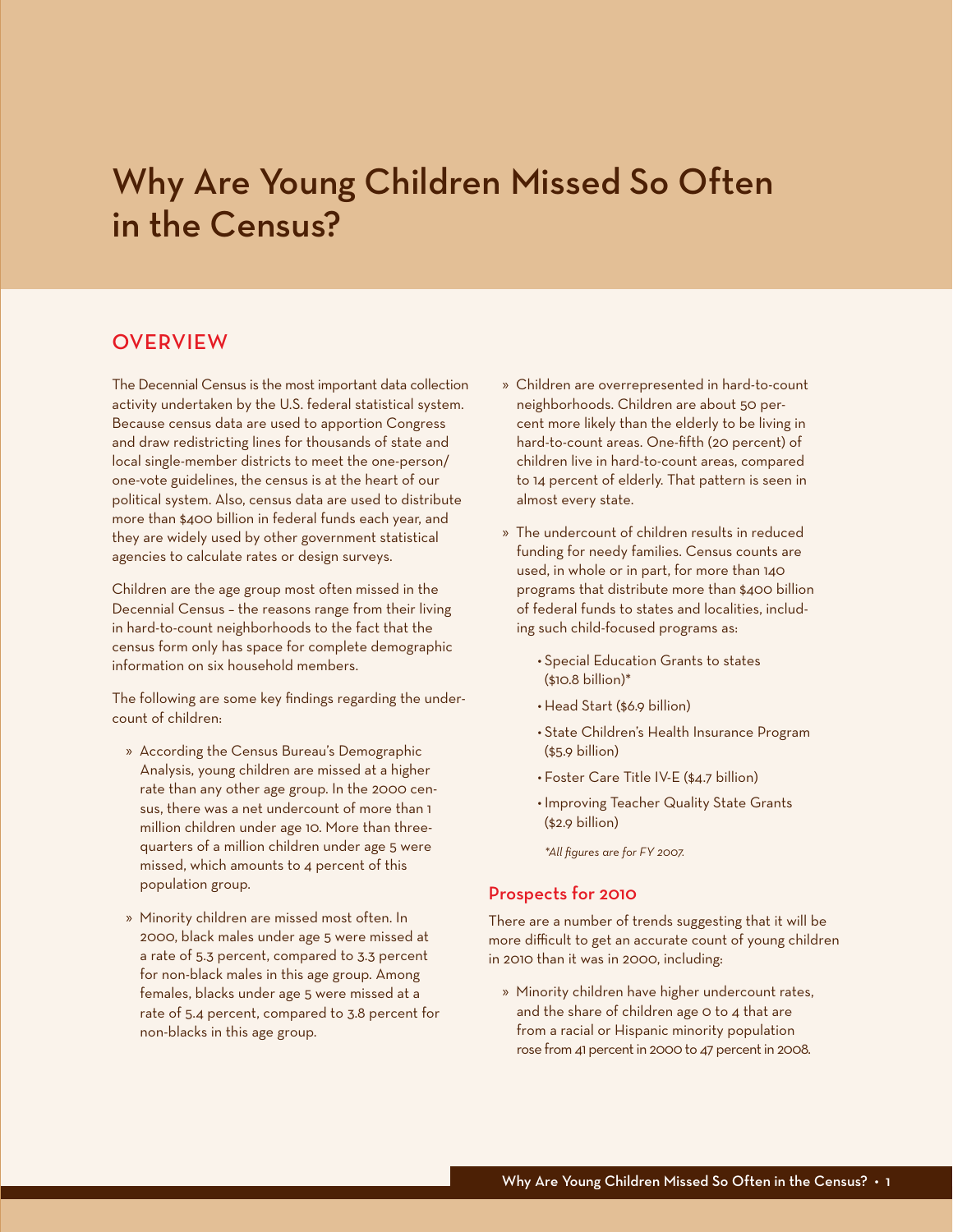# Why Are Young Children Missed So Often in the Census?

## OVERVIEW

The Decennial Census is the most important data collection activity undertaken by the U.S. federal statistical system. Because census data are used to apportion Congress and draw redistricting lines for thousands of state and local single-member districts to meet the one-person/one-vote guidelines, the census is at the heart of our political system. Also, census data are used to distribute more than $400 billion in federal funds each year, and they are widely used by other government statistical agencies to calculate rates or design surveys.

Children are the age group most often missed in the Decennial Census – the reasons range from their living in hard-to-count neighborhoods to the fact that the census form only has space for complete demographic information on six household members.

The following are some key findings regarding the undercount of children:

- According the Census Bureau's Demographic Analysis, young children are missed at a higher rate than any other age group. In the 2000 census, there was a net undercount of more than 1 million children under age 10. More than three-quarters of a million children under age 5 were missed, which amounts to 4 percent of this population group.
- Minority children are missed most often. In 2000, black males under age 5 were missed at a rate of 5.3 percent, compared to 3.3 percent for non-black males in this age group. Among females, blacks under age 5 were missed at a rate of 5.4 percent, compared to 3.8 percent for non-blacks in this age group.
- Children are overrepresented in hard-to-count neighborhoods. Children are about 50 percent more likely than the elderly to be living in hard-to-count areas. One-fifth (20 percent) of children live in hard-to-count areas, compared to 14 percent of elderly. That pattern is seen in almost every state.
- The undercount of children results in reduced funding for needy families. Census counts are used, in whole or in part, for more than 140 programs that distribute more than $400 billion of federal funds to states and localities, including such child-focused programs as:
  - Special Education Grants to states ($10.8 billion)*
  - Head Start ($6.9 billion)
  - State Children's Health Insurance Program ($5.9 billion)
  - Foster Care Title IV-E ($4.7 billion)
  - Improving Teacher Quality State Grants ($2.9 billion)

  *\*All figures are for FY 2007.*

### Prospects for 2010

There are a number of trends suggesting that it will be more difficult to get an accurate count of young children in 2010 than it was in 2000, including:

- Minority children have higher undercount rates, and the share of children age 0 to 4 that are from a racial or Hispanic minority population rose from 41 percent in 2000 to 47 percent in 2008.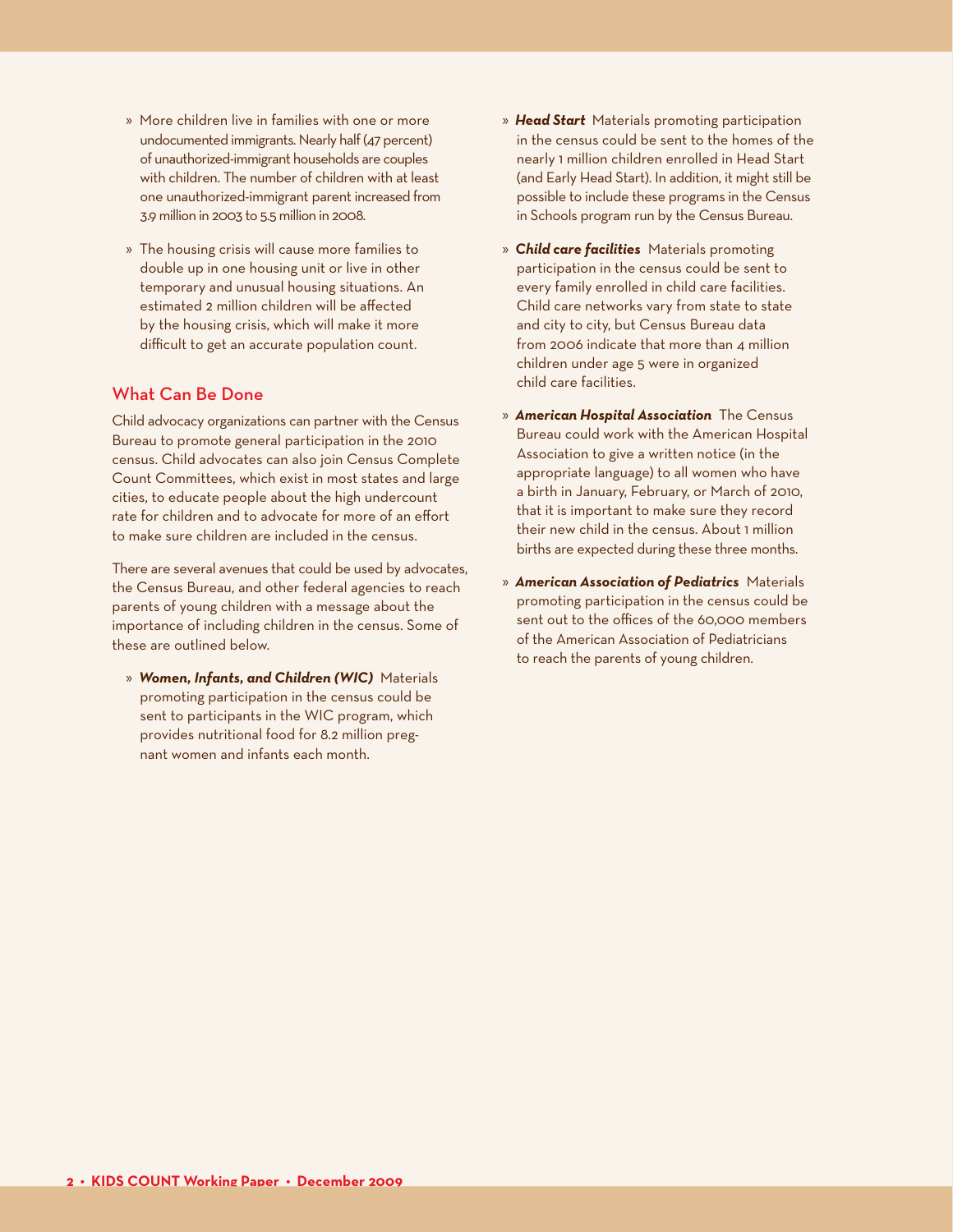- More children live in families with one or more undocumented immigrants. Nearly half (47 percent) of unauthorized-immigrant households are couples with children. The number of children with at least one unauthorized-immigrant parent increased from 3.9 million in 2003 to 5.5 million in 2008.
- The housing crisis will cause more families to double up in one housing unit or live in other temporary and unusual housing situations. An estimated 2 million children will be affected by the housing crisis, which will make it more difficult to get an accurate population count.

## What Can Be Done

Child advocacy organizations can partner with the Census Bureau to promote general participation in the 2010 census. Child advocates can also join Census Complete Count Committees, which exist in most states and large cities, to educate people about the high undercount rate for children and to advocate for more of an effort to make sure children are included in the census.

There are several avenues that could be used by advocates, the Census Bureau, and other federal agencies to reach parents of young children with a message about the importance of including children in the census. Some of these are outlined below.

- ***Women, Infants, and Children (WIC)*** Materials promoting participation in the census could be sent to participants in the WIC program, which provides nutritional food for 8.2 million pregnant women and infants each month.
- ***Head Start*** Materials promoting participation in the census could be sent to the homes of the nearly 1 million children enrolled in Head Start (and Early Head Start). In addition, it might still be possible to include these programs in the Census in Schools program run by the Census Bureau.
- ***Child care facilities*** Materials promoting participation in the census could be sent to every family enrolled in child care facilities. Child care networks vary from state to state and city to city, but Census Bureau data from 2006 indicate that more than 4 million children under age 5 were in organized child care facilities.
- ***American Hospital Association*** The Census Bureau could work with the American Hospital Association to give a written notice (in the appropriate language) to all women who have a birth in January, February, or March of 2010, that it is important to make sure they record their new child in the census. About 1 million births are expected during these three months.
- ***American Association of Pediatrics*** Materials promoting participation in the census could be sent out to the offices of the 60,000 members of the American Association of Pediatricians to reach the parents of young children.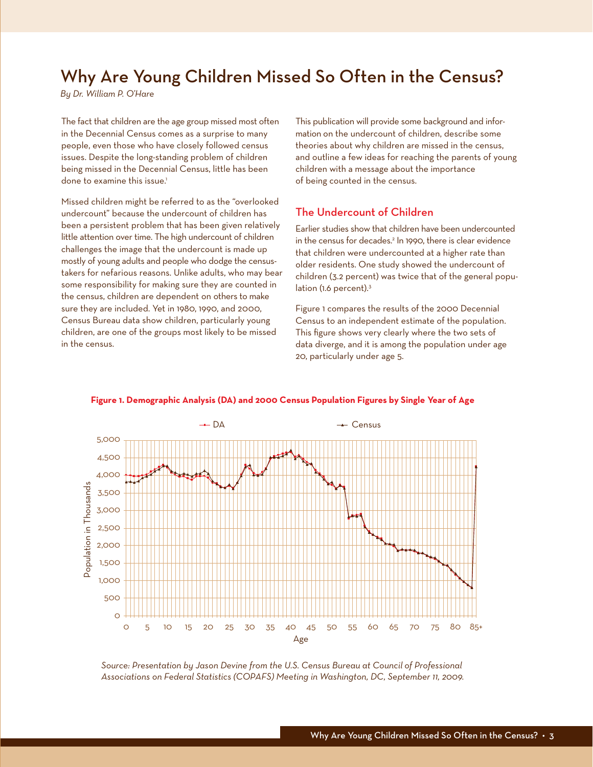# Why Are Young Children Missed So Often in the Census?

*By Dr. William P. O'Hare*

The fact that children are the age group missed most often in the Decennial Census comes as a surprise to many people, even those who have closely followed census issues. Despite the long-standing problem of children being missed in the Decennial Census, little has been done to examine this issue.[1]

Missed children might be referred to as the "overlooked undercount" because the undercount of children has been a persistent problem that has been given relatively little attention over time. The high undercount of children challenges the image that the undercount is made up mostly of young adults and people who dodge the census-takers for nefarious reasons. Unlike adults, who may bear some responsibility for making sure they are counted in the census, children are dependent on others to make sure they are included. Yet in 1980, 1990, and 2000, Census Bureau data show children, particularly young children, are one of the groups most likely to be missed in the census.

This publication will provide some background and information on the undercount of children, describe some theories about why children are missed in the census, and outline a few ideas for reaching the parents of young children with a message about the importance of being counted in the census.

## The Undercount of Children

Earlier studies show that children have been undercounted in the census for decades.[2] In 1990, there is clear evidence that children were undercounted at a higher rate than older residents. One study showed the undercount of children (3.2 percent) was twice that of the general population (1.6 percent).[3]

Figure 1 compares the results of the 2000 Decennial Census to an independent estimate of the population. This figure shows very clearly where the two sets of data diverge, and it is among the population under age 20, particularly under age 5.

**Figure 1. Demographic Analysis (DA) and 2000 Census Population Figures by Single Year of Age**

*Source: Presentation by Jason Devine from the U.S. Census Bureau at Council of Professional Associations on Federal Statistics (COPAFS) Meeting in Washington, DC, September 11, 2009.*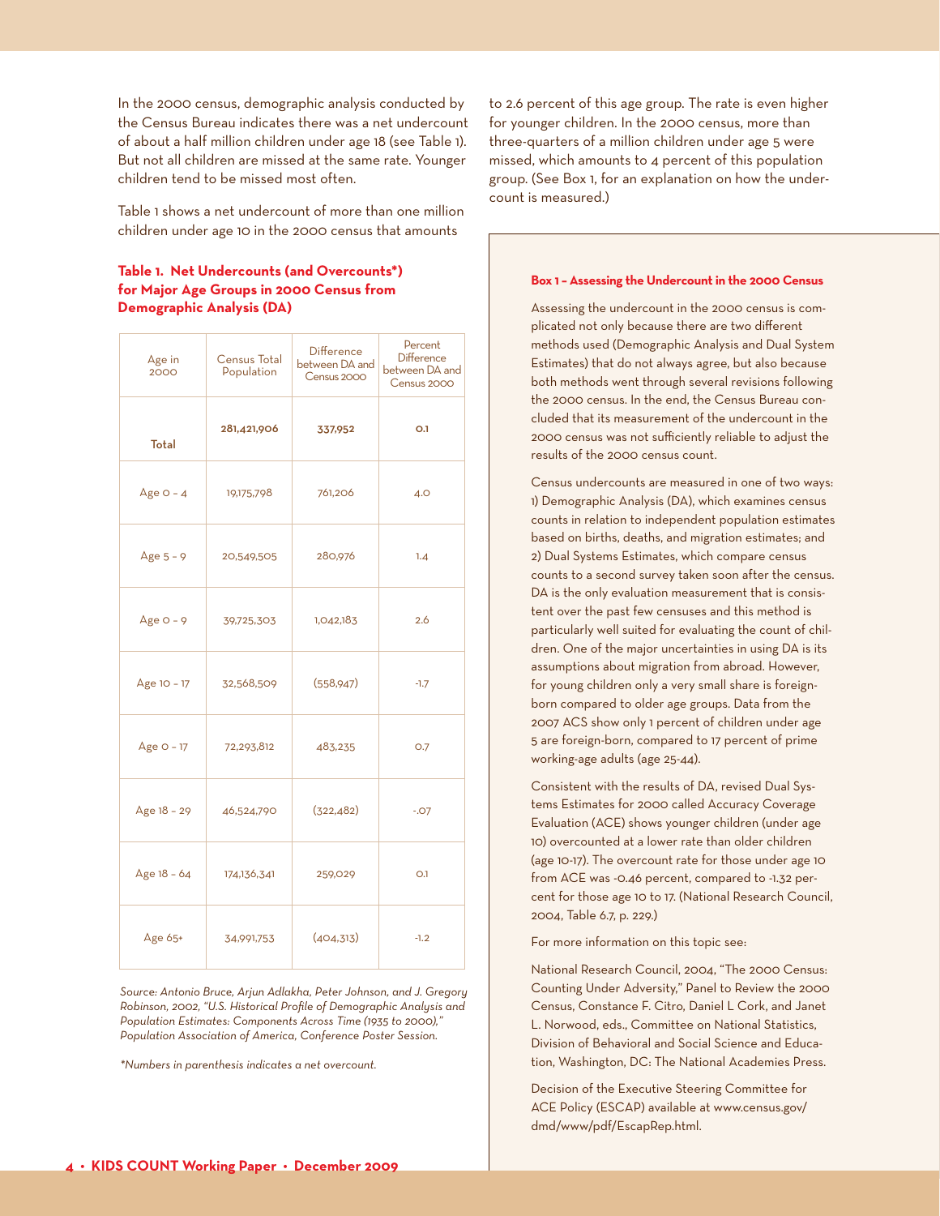In the 2000 census, demographic analysis conducted by the Census Bureau indicates there was a net undercount of about a half million children under age 18 (see Table 1). But not all children are missed at the same rate. Younger children tend to be missed most often.

Table 1 shows a net undercount of more than one million children under age 10 in the 2000 census that amounts to 2.6 percent of this age group. The rate is even higher for younger children. In the 2000 census, more than three-quarters of a million children under age 5 were missed, which amounts to 4 percent of this population group. (See Box 1, for an explanation on how the undercount is measured.)

**Table 1. Net Undercounts (and Overcounts*) for Major Age Groups in 2000 Census from Demographic Analysis (DA)**

| Age in 2000 | Census Total Population | Difference between DA and Census 2000 | Percent Difference between DA and Census 2000 |
|---|---|---|---|
| Total | **281,421,906** | **337,952** | **0.1** |
| Age 0 – 4 | 19,175,798 | 761,206 | 4.0 |
| Age 5 – 9 | 20,549,505 | 280,976 | 1.4 |
| Age 0 – 9 | 39,725,303 | 1,042,183 | 2.6 |
| Age 10 – 17 | 32,568,509 | (558,947) | -1.7 |
| Age 0 – 17 | 72,293,812 | 483,235 | 0.7 |
| Age 18 – 29 | 46,524,790 | (322,482) | -.07 |
| Age 18 – 64 | 174,136,341 | 259,029 | 0.1 |
| Age 65+ | 34,991,753 | (404,313) | -1.2 |

*Source: Antonio Bruce, Arjun Adlakha, Peter Johnson, and J. Gregory Robinson, 2002, "U.S. Historical Profile of Demographic Analysis and Population Estimates: Components Across Time (1935 to 2000)," Population Association of America, Conference Poster Session.*

*\*Numbers in parenthesis indicates a net overcount.*

**Box 1 – Assessing the Undercount in the 2000 Census**

Assessing the undercount in the 2000 census is complicated not only because there are two different methods used (Demographic Analysis and Dual System Estimates) that do not always agree, but also because both methods went through several revisions following the 2000 census. In the end, the Census Bureau concluded that its measurement of the undercount in the 2000 census was not sufficiently reliable to adjust the results of the 2000 census count.

Census undercounts are measured in one of two ways: 1) Demographic Analysis (DA), which examines census counts in relation to independent population estimates based on births, deaths, and migration estimates; and 2) Dual Systems Estimates, which compare census counts to a second survey taken soon after the census. DA is the only evaluation measurement that is consistent over the past few censuses and this method is particularly well suited for evaluating the count of children. One of the major uncertainties in using DA is its assumptions about migration from abroad. However, for young children only a very small share is foreign-born compared to older age groups. Data from the 2007 ACS show only 1 percent of children under age 5 are foreign-born, compared to 17 percent of prime working-age adults (age 25-44).

Consistent with the results of DA, revised Dual Systems Estimates for 2000 called Accuracy Coverage Evaluation (ACE) shows younger children (under age 10) overcounted at a lower rate than older children (age 10-17). The overcount rate for those under age 10 from ACE was -0.46 percent, compared to -1.32 percent for those age 10 to 17. (National Research Council, 2004, Table 6.7, p. 229.)

For more information on this topic see:

National Research Council, 2004, "The 2000 Census: Counting Under Adversity," Panel to Review the 2000 Census, Constance F. Citro, Daniel L Cork, and Janet L. Norwood, eds., Committee on National Statistics, Division of Behavioral and Social Science and Education, Washington, DC: The National Academies Press.

Decision of the Executive Steering Committee for ACE Policy (ESCAP) available at www.census.gov/dmd/www/pdf/EscapRep.html.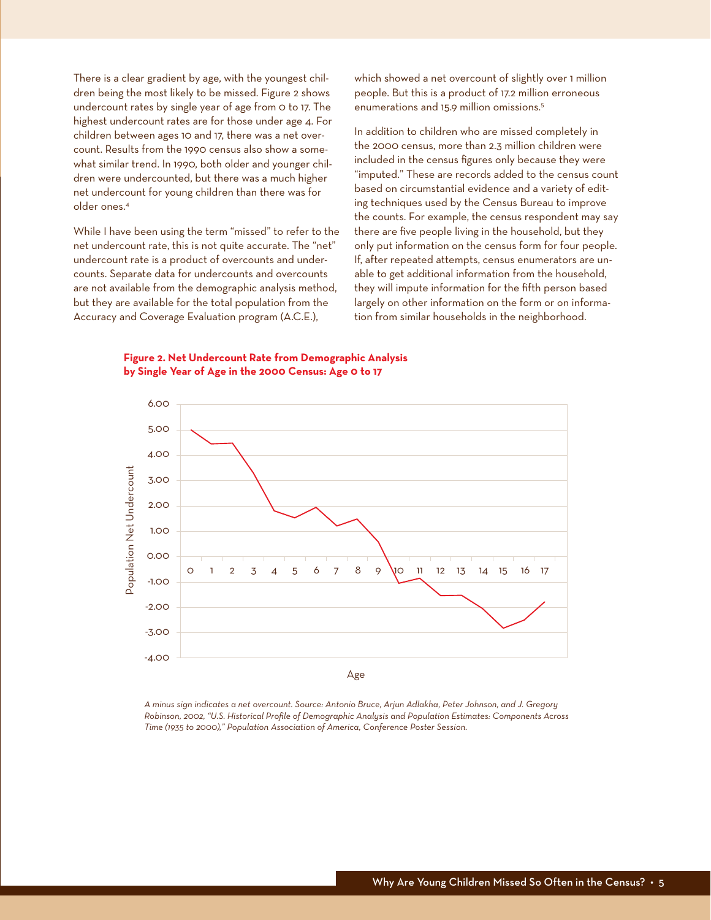There is a clear gradient by age, with the youngest children being the most likely to be missed. Figure 2 shows undercount rates by single year of age from 0 to 17. The highest undercount rates are for those under age 4. For children between ages 10 and 17, there was a net overcount. Results from the 1990 census also show a somewhat similar trend. In 1990, both older and younger children were undercounted, but there was a much higher net undercount for young children than there was for older ones.[4]

While I have been using the term "missed" to refer to the net undercount rate, this is not quite accurate. The "net" undercount rate is a product of overcounts and undercounts. Separate data for undercounts and overcounts are not available from the demographic analysis method, but they are available for the total population from the Accuracy and Coverage Evaluation program (A.C.E.), which showed a net overcount of slightly over 1 million people. But this is a product of 17.2 million erroneous enumerations and 15.9 million omissions.[5]

In addition to children who are missed completely in the 2000 census, more than 2.3 million children were included in the census figures only because they were "imputed." These are records added to the census count based on circumstantial evidence and a variety of editing techniques used by the Census Bureau to improve the counts. For example, the census respondent may say there are five people living in the household, but they only put information on the census form for four people. If, after repeated attempts, census enumerators are unable to get additional information from the household, they will impute information for the fifth person based largely on other information on the form or on information from similar households in the neighborhood.

**Figure 2. Net Undercount Rate from Demographic Analysis by Single Year of Age in the 2000 Census: Age 0 to 17**

*A minus sign indicates a net overcount. Source: Antonio Bruce, Arjun Adlakha, Peter Johnson, and J. Gregory Robinson, 2002, "U.S. Historical Profile of Demographic Analysis and Population Estimates: Components Across Time (1935 to 2000)," Population Association of America, Conference Poster Session.*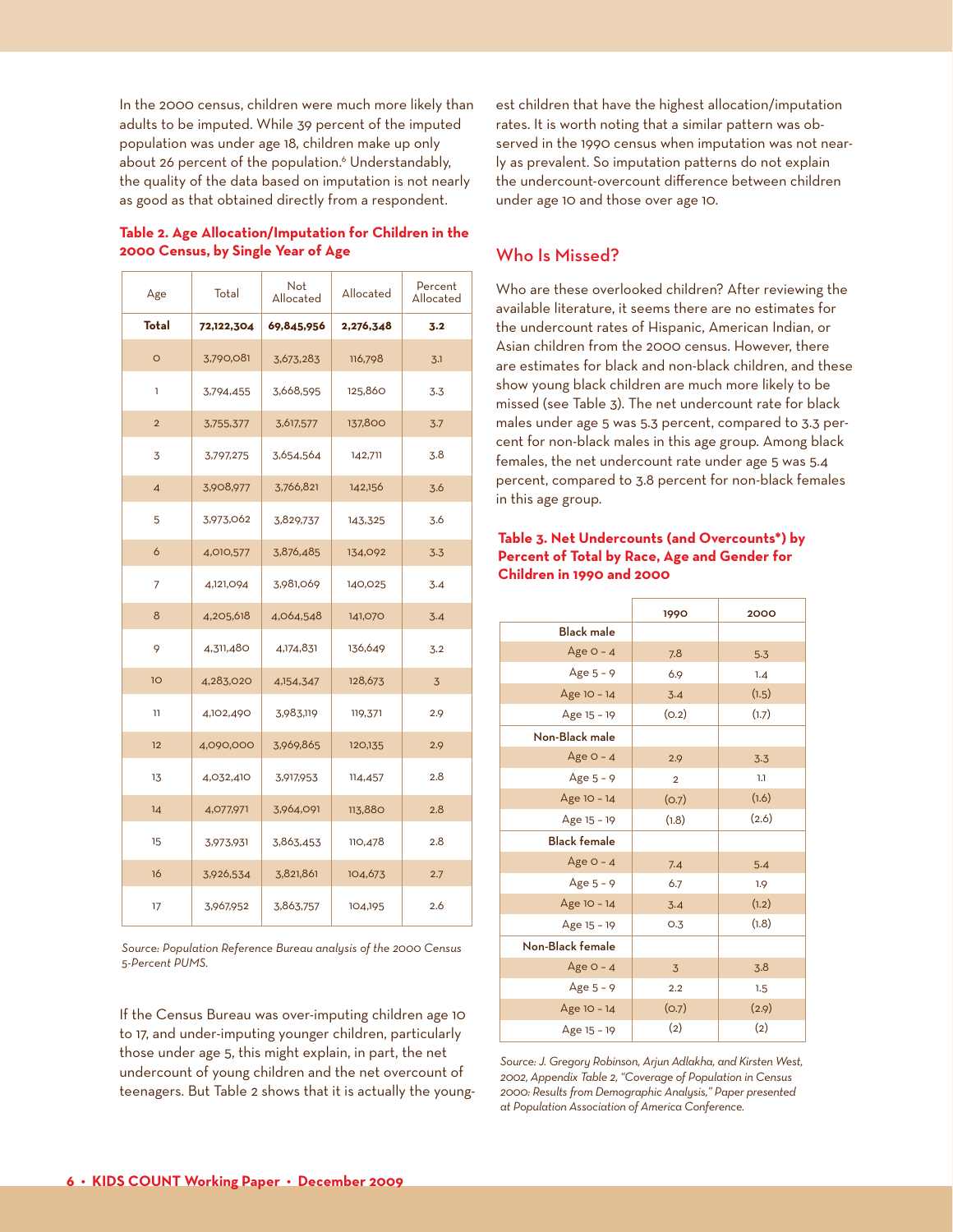In the 2000 census, children were much more likely than adults to be imputed. While 39 percent of the imputed population was under age 18, children make up only about 26 percent of the population.[6] Understandably, the quality of the data based on imputation is not nearly as good as that obtained directly from a respondent.

**Table 2. Age Allocation/Imputation for Children in the 2000 Census, by Single Year of Age**

| Age | Total | Not Allocated | Allocated | Percent Allocated |
|---|---|---|---|---|
| **Total** | **72,122,304** | **69,845,956** | **2,276,348** | **3.2** |
| 0 | 3,790,081 | 3,673,283 | 116,798 | 3.1 |
| 1 | 3,794,455 | 3,668,595 | 125,860 | 3.3 |
| 2 | 3,755,377 | 3,617,577 | 137,800 | 3.7 |
| 3 | 3,797,275 | 3,654,564 | 142,711 | 3.8 |
| 4 | 3,908,977 | 3,766,821 | 142,156 | 3.6 |
| 5 | 3,973,062 | 3,829,737 | 143,325 | 3.6 |
| 6 | 4,010,577 | 3,876,485 | 134,092 | 3.3 |
| 7 | 4,121,094 | 3,981,069 | 140,025 | 3.4 |
| 8 | 4,205,618 | 4,064,548 | 141,070 | 3.4 |
| 9 | 4,311,480 | 4,174,831 | 136,649 | 3.2 |
| 10 | 4,283,020 | 4,154,347 | 128,673 | 3 |
| 11 | 4,102,490 | 3,983,119 | 119,371 | 2.9 |
| 12 | 4,090,000 | 3,969,865 | 120,135 | 2.9 |
| 13 | 4,032,410 | 3,917,953 | 114,457 | 2.8 |
| 14 | 4,077,971 | 3,964,091 | 113,880 | 2.8 |
| 15 | 3,973,931 | 3,863,453 | 110,478 | 2.8 |
| 16 | 3,926,534 | 3,821,861 | 104,673 | 2.7 |
| 17 | 3,967,952 | 3,863,757 | 104,195 | 2.6 |

*Source: Population Reference Bureau analysis of the 2000 Census 5-Percent PUMS.*

If the Census Bureau was over-imputing children age 10 to 17, and under-imputing younger children, particularly those under age 5, this might explain, in part, the net undercount of young children and the net overcount of teenagers. But Table 2 shows that it is actually the youngest children that have the highest allocation/imputation rates. It is worth noting that a similar pattern was observed in the 1990 census when imputation was not nearly as prevalent. So imputation patterns do not explain the undercount-overcount difference between children under age 10 and those over age 10.

## Who Is Missed?

Who are these overlooked children? After reviewing the available literature, it seems there are no estimates for the undercount rates of Hispanic, American Indian, or Asian children from the 2000 census. However, there are estimates for black and non-black children, and these show young black children are much more likely to be missed (see Table 3). The net undercount rate for black males under age 5 was 5.3 percent, compared to 3.3 percent for non-black males in this age group. Among black females, the net undercount rate under age 5 was 5.4 percent, compared to 3.8 percent for non-black females in this age group.

**Table 3. Net Undercounts (and Overcounts*) by Percent of Total by Race, Age and Gender for Children in 1990 and 2000**

| | 1990 | 2000 |
|---|---|---|
| Black male | | |
| Age 0 - 4 | 7.8 | 5.3 |
| Age 5 - 9 | 6.9 | 1.4 |
| Age 10 - 14 | 3.4 | (1.5) |
| Age 15 - 19 | (0.2) | (1.7) |
| Non-Black male | | |
| Age 0 - 4 | 2.9 | 3.3 |
| Age 5 - 9 | 2 | 1.1 |
| Age 10 - 14 | (0.7) | (1.6) |
| Age 15 - 19 | (1.8) | (2.6) |
| Black female | | |
| Age 0 - 4 | 7.4 | 5.4 |
| Age 5 - 9 | 6.7 | 1.9 |
| Age 10 - 14 | 3.4 | (1.2) |
| Age 15 - 19 | 0.3 | (1.8) |
| Non-Black female | | |
| Age 0 - 4 | 3 | 3.8 |
| Age 5 - 9 | 2.2 | 1.5 |
| Age 10 - 14 | (0.7) | (2.9) |
| Age 15 - 19 | (2) | (2) |

*Source: J. Gregory Robinson, Arjun Adlakha, and Kirsten West, 2002, Appendix Table 2, "Coverage of Population in Census 2000: Results from Demographic Analysis," Paper presented at Population Association of America Conference.*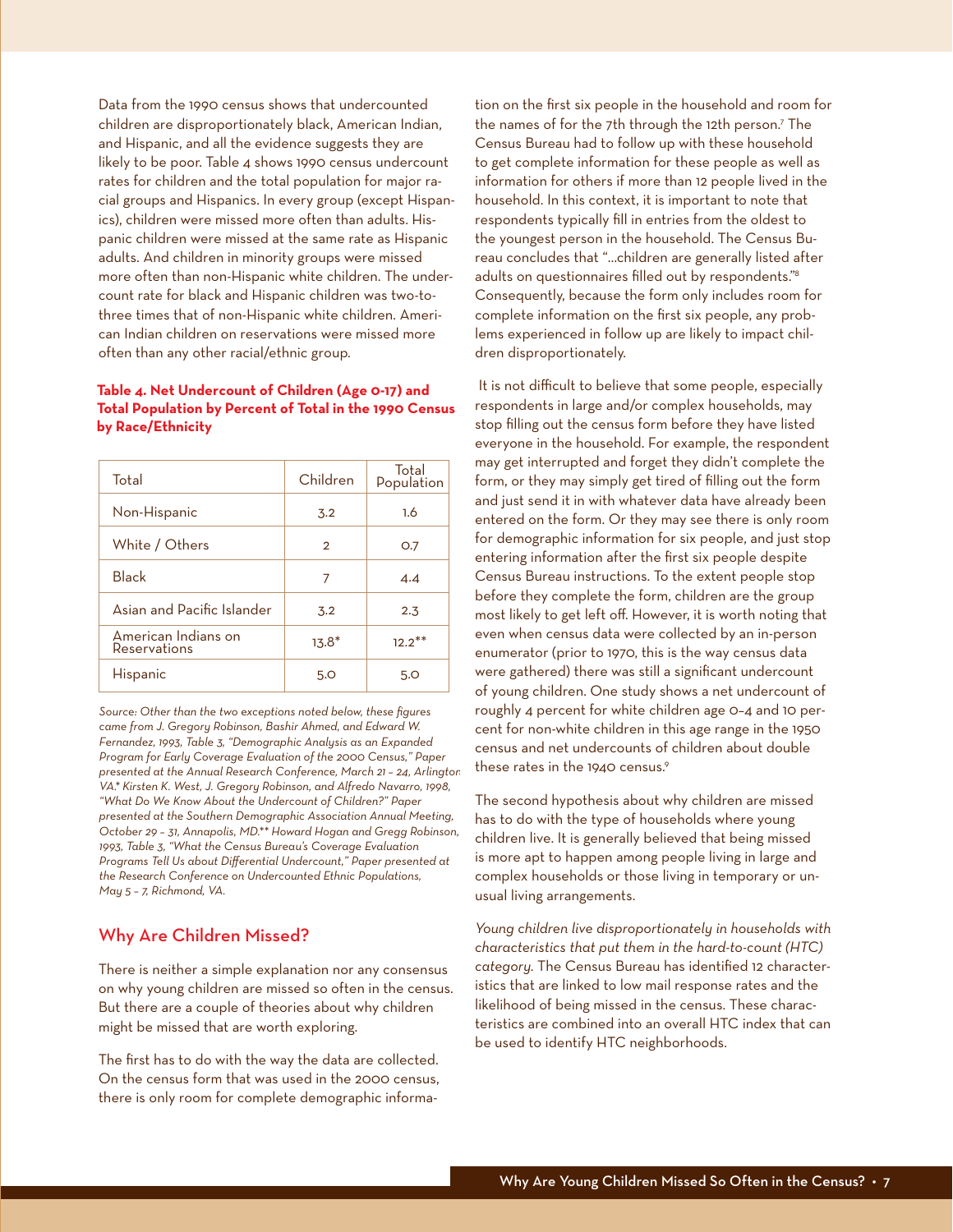Data from the 1990 census shows that undercounted children are disproportionately black, American Indian, and Hispanic, and all the evidence suggests they are likely to be poor. Table 4 shows 1990 census undercount rates for children and the total population for major racial groups and Hispanics. In every group (except Hispanics), children were missed more often than adults. Hispanic children were missed at the same rate as Hispanic adults. And children in minority groups were missed more often than non-Hispanic white children. The undercount rate for black and Hispanic children was two-to-three times that of non-Hispanic white children. American Indian children on reservations were missed more often than any other racial/ethnic group.

**Table 4. Net Undercount of Children (Age 0-17) and Total Population by Percent of Total in the 1990 Census by Race/Ethnicity**

| Total | Children | Total Population |
|---|---|---|
| Non-Hispanic | 3.2 | 1.6 |
| White / Others | 2 | 0.7 |
| Black | 7 | 4.4 |
| Asian and Pacific Islander | 3.2 | 2.3 |
| American Indians on Reservations | 13.8* | 12.2** |
| Hispanic | 5.0 | 5.0 |

*Source: Other than the two exceptions noted below, these figures came from J. Gregory Robinson, Bashir Ahmed, and Edward W. Fernandez, 1993, Table 3, "Demographic Analysis as an Expanded Program for Early Coverage Evaluation of the 2000 Census," Paper presented at the Annual Research Conference, March 21 – 24, Arlington VA.* Kirsten K. West, J. Gregory Robinson, and Alfredo Navarro, 1998, "What Do We Know About the Undercount of Children?" Paper presented at the Southern Demographic Association Annual Meeting, October 29 – 31, Annapolis, MD.** Howard Hogan and Gregg Robinson, 1993, Table 3, "What the Census Bureau's Coverage Evaluation Programs Tell Us about Differential Undercount," Paper presented at the Research Conference on Undercounted Ethnic Populations, May 5 – 7, Richmond, VA.*

## Why Are Children Missed?

There is neither a simple explanation nor any consensus on why young children are missed so often in the census. But there are a couple of theories about why children might be missed that are worth exploring.

The first has to do with the way the data are collected. On the census form that was used in the 2000 census, there is only room for complete demographic information on the first six people in the household and room for the names of for the 7th through the 12th person.[7] The Census Bureau had to follow up with these household to get complete information for these people as well as information for others if more than 12 people lived in the household. In this context, it is important to note that respondents typically fill in entries from the oldest to the youngest person in the household. The Census Bureau concludes that "…children are generally listed after adults on questionnaires filled out by respondents."[8] Consequently, because the form only includes room for complete information on the first six people, any problems experienced in follow up are likely to impact children disproportionately.

It is not difficult to believe that some people, especially respondents in large and/or complex households, may stop filling out the census form before they have listed everyone in the household. For example, the respondent may get interrupted and forget they didn't complete the form, or they may simply get tired of filling out the form and just send it in with whatever data have already been entered on the form. Or they may see there is only room for demographic information for six people, and just stop entering information after the first six people despite Census Bureau instructions. To the extent people stop before they complete the form, children are the group most likely to get left off. However, it is worth noting that even when census data were collected by an in-person enumerator (prior to 1970, this is the way census data were gathered) there was still a significant undercount of young children. One study shows a net undercount of roughly 4 percent for white children age 0–4 and 10 percent for non-white children in this age range in the 1950 census and net undercounts of children about double these rates in the 1940 census.[9]

The second hypothesis about why children are missed has to do with the type of households where young children live. It is generally believed that being missed is more apt to happen among people living in large and complex households or those living in temporary or unusual living arrangements.

*Young children live disproportionately in households with characteristics that put them in the hard-to-count (HTC) category.* The Census Bureau has identified 12 characteristics that are linked to low mail response rates and the likelihood of being missed in the census. These characteristics are combined into an overall HTC index that can be used to identify HTC neighborhoods.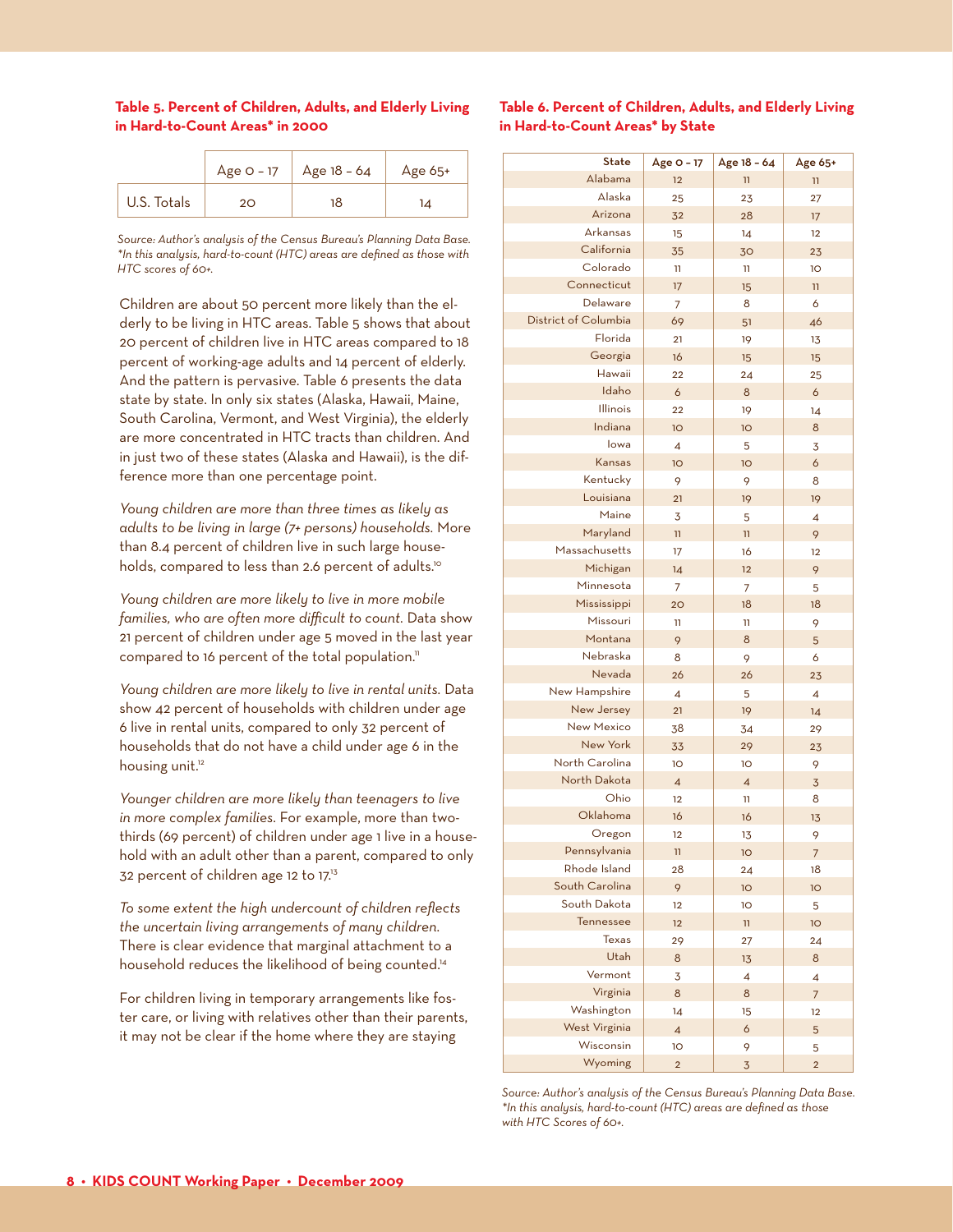**Table 5. Percent of Children, Adults, and Elderly Living in Hard-to-Count Areas* in 2000**

| | Age 0 – 17 | Age 18 – 64 | Age 65+ |
|---|---|---|---|
| U.S. Totals | 20 | 18 | 14 |

*Source: Author's analysis of the Census Bureau's Planning Data Base.*
*\*In this analysis, hard-to-count (HTC) areas are defined as those with HTC scores of 60+.*

Children are about 50 percent more likely than the elderly to be living in HTC areas. Table 5 shows that about 20 percent of children live in HTC areas compared to 18 percent of working-age adults and 14 percent of elderly. And the pattern is pervasive. Table 6 presents the data state by state. In only six states (Alaska, Hawaii, Maine, South Carolina, Vermont, and West Virginia), the elderly are more concentrated in HTC tracts than children. And in just two of these states (Alaska and Hawaii), is the difference more than one percentage point.

*Young children are more than three times as likely as adults to be living in large (7+ persons) households.* More than 8.4 percent of children live in such large households, compared to less than 2.6 percent of adults.[10]

*Young children are more likely to live in more mobile families, who are often more difficult to count.* Data show 21 percent of children under age 5 moved in the last year compared to 16 percent of the total population.[11]

*Young children are more likely to live in rental units.* Data show 42 percent of households with children under age 6 live in rental units, compared to only 32 percent of households that do not have a child under age 6 in the housing unit.[12]

*Younger children are more likely than teenagers to live in more complex families.* For example, more than two-thirds (69 percent) of children under age 1 live in a household with an adult other than a parent, compared to only 32 percent of children age 12 to 17.[13]

*To some extent the high undercount of children reflects the uncertain living arrangements of many children.* There is clear evidence that marginal attachment to a household reduces the likelihood of being counted.[14]

For children living in temporary arrangements like foster care, or living with relatives other than their parents, it may not be clear if the home where they are staying

**Table 6. Percent of Children, Adults, and Elderly Living in Hard-to-Count Areas* by State**

| State | Age 0 – 17 | Age 18 – 64 | Age 65+ |
|---|---|---|---|
| Alabama | 12 | 11 | 11 |
| Alaska | 25 | 23 | 27 |
| Arizona | 32 | 28 | 17 |
| Arkansas | 15 | 14 | 12 |
| California | 35 | 30 | 23 |
| Colorado | 11 | 11 | 10 |
| Connecticut | 17 | 15 | 11 |
| Delaware | 7 | 8 | 6 |
| District of Columbia | 69 | 51 | 46 |
| Florida | 21 | 19 | 13 |
| Georgia | 16 | 15 | 15 |
| Hawaii | 22 | 24 | 25 |
| Idaho | 6 | 8 | 6 |
| Illinois | 22 | 19 | 14 |
| Indiana | 10 | 10 | 8 |
| Iowa | 4 | 5 | 3 |
| Kansas | 10 | 10 | 6 |
| Kentucky | 9 | 9 | 8 |
| Louisiana | 21 | 19 | 19 |
| Maine | 3 | 5 | 4 |
| Maryland | 11 | 11 | 9 |
| Massachusetts | 17 | 16 | 12 |
| Michigan | 14 | 12 | 9 |
| Minnesota | 7 | 7 | 5 |
| Mississippi | 20 | 18 | 18 |
| Missouri | 11 | 11 | 9 |
| Montana | 9 | 8 | 5 |
| Nebraska | 8 | 9 | 6 |
| Nevada | 26 | 26 | 23 |
| New Hampshire | 4 | 5 | 4 |
| New Jersey | 21 | 19 | 14 |
| New Mexico | 38 | 34 | 29 |
| New York | 33 | 29 | 23 |
| North Carolina | 10 | 10 | 9 |
| North Dakota | 4 | 4 | 3 |
| Ohio | 12 | 11 | 8 |
| Oklahoma | 16 | 16 | 13 |
| Oregon | 12 | 13 | 9 |
| Pennsylvania | 11 | 10 | 7 |
| Rhode Island | 28 | 24 | 18 |
| South Carolina | 9 | 10 | 10 |
| South Dakota | 12 | 10 | 5 |
| Tennessee | 12 | 11 | 10 |
| Texas | 29 | 27 | 24 |
| Utah | 8 | 13 | 8 |
| Vermont | 3 | 4 | 4 |
| Virginia | 8 | 8 | 7 |
| Washington | 14 | 15 | 12 |
| West Virginia | 4 | 6 | 5 |
| Wisconsin | 10 | 9 | 5 |
| Wyoming | 2 | 3 | 2 |

*Source: Author's analysis of the Census Bureau's Planning Data Base.*
*\*In this analysis, hard-to-count (HTC) areas are defined as those with HTC Scores of 60+.*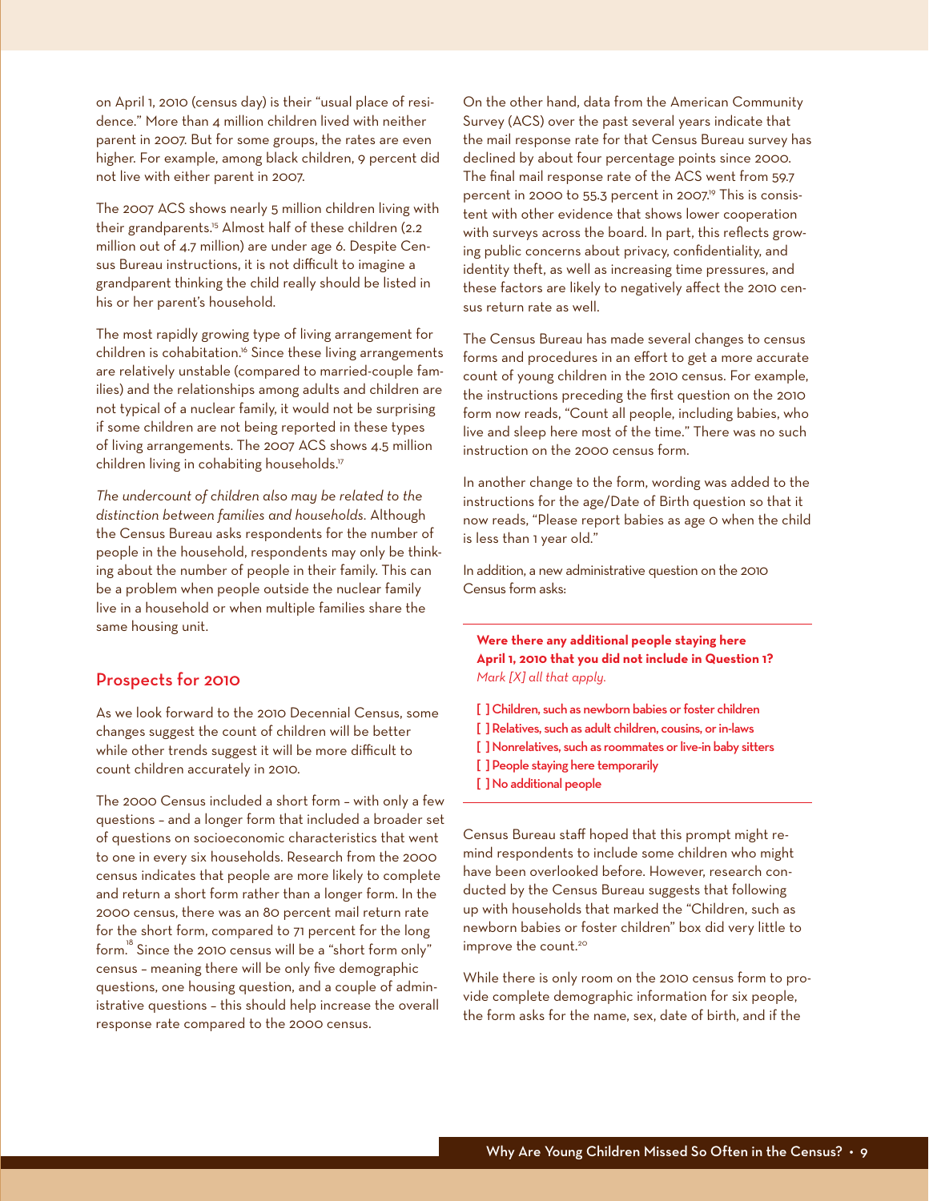on April 1, 2010 (census day) is their "usual place of residence." More than 4 million children lived with neither parent in 2007. But for some groups, the rates are even higher. For example, among black children, 9 percent did not live with either parent in 2007.

The 2007 ACS shows nearly 5 million children living with their grandparents.[15] Almost half of these children (2.2 million out of 4.7 million) are under age 6. Despite Census Bureau instructions, it is not difficult to imagine a grandparent thinking the child really should be listed in his or her parent's household.

The most rapidly growing type of living arrangement for children is cohabitation.[16] Since these living arrangements are relatively unstable (compared to married-couple families) and the relationships among adults and children are not typical of a nuclear family, it would not be surprising if some children are not being reported in these types of living arrangements. The 2007 ACS shows 4.5 million children living in cohabiting households.[17]

*The undercount of children also may be related to the distinction between families and households.* Although the Census Bureau asks respondents for the number of people in the household, respondents may only be thinking about the number of people in their family. This can be a problem when people outside the nuclear family live in a household or when multiple families share the same housing unit.

## Prospects for 2010

As we look forward to the 2010 Decennial Census, some changes suggest the count of children will be better while other trends suggest it will be more difficult to count children accurately in 2010.

The 2000 Census included a short form – with only a few questions – and a longer form that included a broader set of questions on socioeconomic characteristics that went to one in every six households. Research from the 2000 census indicates that people are more likely to complete and return a short form rather than a longer form. In the 2000 census, there was an 80 percent mail return rate for the short form, compared to 71 percent for the long form.[18] Since the 2010 census will be a "short form only" census – meaning there will be only five demographic questions, one housing question, and a couple of administrative questions – this should help increase the overall response rate compared to the 2000 census.

On the other hand, data from the American Community Survey (ACS) over the past several years indicate that the mail response rate for that Census Bureau survey has declined by about four percentage points since 2000. The final mail response rate of the ACS went from 59.7 percent in 2000 to 55.3 percent in 2007.[19] This is consistent with other evidence that shows lower cooperation with surveys across the board. In part, this reflects growing public concerns about privacy, confidentiality, and identity theft, as well as increasing time pressures, and these factors are likely to negatively affect the 2010 census return rate as well.

The Census Bureau has made several changes to census forms and procedures in an effort to get a more accurate count of young children in the 2010 census. For example, the instructions preceding the first question on the 2010 form now reads, "Count all people, including babies, who live and sleep here most of the time." There was no such instruction on the 2000 census form.

In another change to the form, wording was added to the instructions for the age/Date of Birth question so that it now reads, "Please report babies as age 0 when the child is less than 1 year old."

In addition, a new administrative question on the 2010 Census form asks:

**Were there any additional people staying here April 1, 2010 that you did not include in Question 1?**
*Mark [X] all that apply.*

[ ] Children, such as newborn babies or foster children
[ ] Relatives, such as adult children, cousins, or in-laws
[ ] Nonrelatives, such as roommates or live-in baby sitters
[ ] People staying here temporarily
[ ] No additional people

Census Bureau staff hoped that this prompt might remind respondents to include some children who might have been overlooked before. However, research conducted by the Census Bureau suggests that following up with households that marked the "Children, such as newborn babies or foster children" box did very little to improve the count.[20]

While there is only room on the 2010 census form to provide complete demographic information for six people, the form asks for the name, sex, date of birth, and if the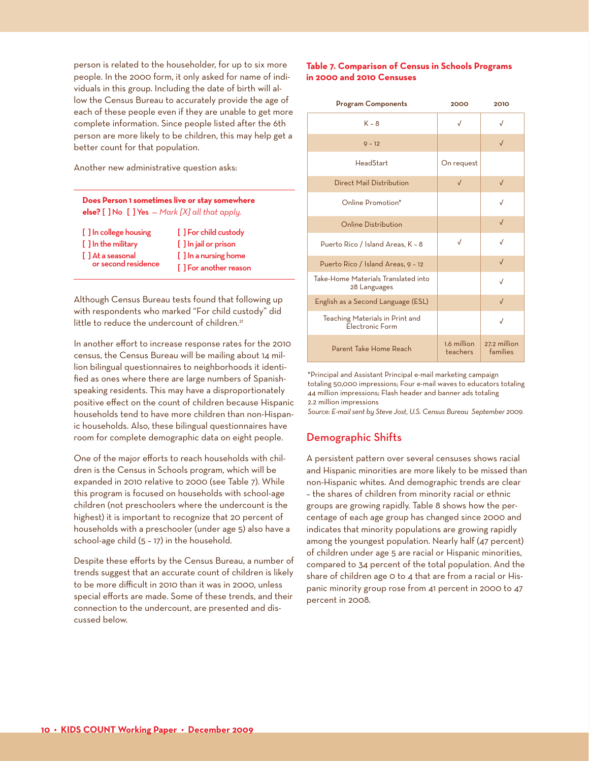person is related to the householder, for up to six more people. In the 2000 form, it only asked for name of individuals in this group. Including the date of birth will allow the Census Bureau to accurately provide the age of each of these people even if they are unable to get more complete information. Since people listed after the 6th person are more likely to be children, this may help get a better count for that population.

Another new administrative question asks:

**Does Person 1 sometimes live or stay somewhere else? [ ] No [ ] Yes** — *Mark [X] all that apply.*

[ ] In college housing
[ ] In the military
[ ] At a seasonal or second residence
[ ] For child custody
[ ] In jail or prison
[ ] In a nursing home
[ ] For another reason

Although Census Bureau tests found that following up with respondents who marked "For child custody" did little to reduce the undercount of children.[21]

In another effort to increase response rates for the 2010 census, the Census Bureau will be mailing about 14 million bilingual questionnaires to neighborhoods it identified as ones where there are large numbers of Spanish-speaking residents. This may have a disproportionately positive effect on the count of children because Hispanic households tend to have more children than non-Hispanic households. Also, these bilingual questionnaires have room for complete demographic data on eight people.

One of the major efforts to reach households with children is the Census in Schools program, which will be expanded in 2010 relative to 2000 (see Table 7). While this program is focused on households with school-age children (not preschoolers where the undercount is the highest) it is important to recognize that 20 percent of households with a preschooler (under age 5) also have a school-age child (5 – 17) in the household.

Despite these efforts by the Census Bureau, a number of trends suggest that an accurate count of children is likely to be more difficult in 2010 than it was in 2000, unless special efforts are made. Some of these trends, and their connection to the undercount, are presented and discussed below.

**Table 7. Comparison of Census in Schools Programs in 2000 and 2010 Censuses**

| Program Components | 2000 | 2010 |
|---|---|---|
| K – 8 | √ | √ |
| 9 – 12 | | √ |
| HeadStart | On request | |
| Direct Mail Distribution | √ | √ |
| Online Promotion* | | √ |
| Online Distribution | | √ |
| Puerto Rico / Island Areas, K – 8 | √ | √ |
| Puerto Rico / Island Areas, 9 – 12 | | √ |
| Take-Home Materials Translated into 28 Languages | | √ |
| English as a Second Language (ESL) | | √ |
| Teaching Materials in Print and Electronic Form | | √ |
| Parent Take Home Reach | 1.6 million teachers | 27.2 million families |

*Principal and Assistant Principal e-mail marketing campaign totaling 50,000 impressions; Four e-mail waves to educators totaling 44 million impressions; Flash header and banner ads totaling 2.2 million impressions

*Source: E-mail sent by Steve Jost, U.S. Census Bureau September 2009.*

## Demographic Shifts

A persistent pattern over several censuses shows racial and Hispanic minorities are more likely to be missed than non-Hispanic whites. And demographic trends are clear – the shares of children from minority racial or ethnic groups are growing rapidly. Table 8 shows how the percentage of each age group has changed since 2000 and indicates that minority populations are growing rapidly among the youngest population. Nearly half (47 percent) of children under age 5 are racial or Hispanic minorities, compared to 34 percent of the total population. And the share of children age 0 to 4 that are from a racial or Hispanic minority group rose from 41 percent in 2000 to 47 percent in 2008.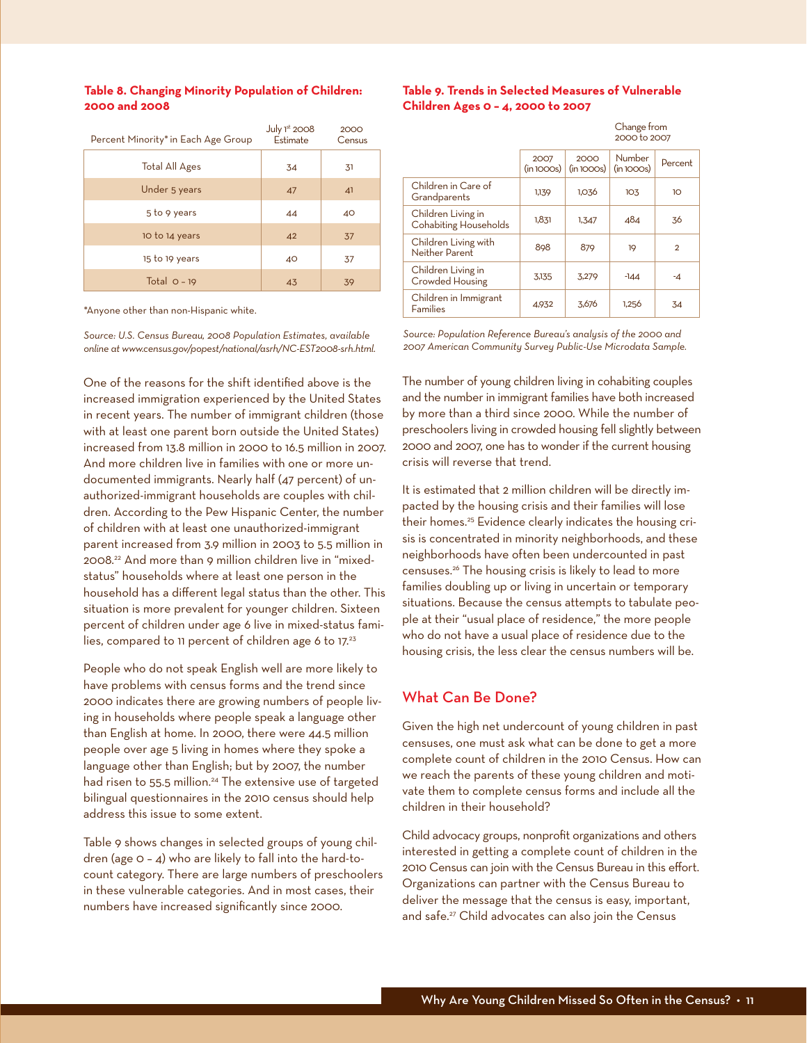### Table 8. Changing Minority Population of Children: 2000 and 2008

| Percent Minority* in Each Age Group | July 1st 2008 Estimate | 2000 Census |
|---|---|---|
| Total All Ages | 34 | 31 |
| Under 5 years | 47 | 41 |
| 5 to 9 years | 44 | 40 |
| 10 to 14 years | 42 | 37 |
| 15 to 19 years | 40 | 37 |
| Total 0 – 19 | 43 | 39 |

*Anyone other than non-Hispanic white.

*Source: U.S. Census Bureau, 2008 Population Estimates, available online at www.census.gov/popest/national/asrh/NC-EST2008-srh.html.*

One of the reasons for the shift identified above is the increased immigration experienced by the United States in recent years. The number of immigrant children (those with at least one parent born outside the United States) increased from 13.8 million in 2000 to 16.5 million in 2007. And more children live in families with one or more undocumented immigrants. Nearly half (47 percent) of unauthorized-immigrant households are couples with children. According to the Pew Hispanic Center, the number of children with at least one unauthorized-immigrant parent increased from 3.9 million in 2003 to 5.5 million in 2008.[22] And more than 9 million children live in "mixed-status" households where at least one person in the household has a different legal status than the other. This situation is more prevalent for younger children. Sixteen percent of children under age 6 live in mixed-status families, compared to 11 percent of children age 6 to 17.[23]

People who do not speak English well are more likely to have problems with census forms and the trend since 2000 indicates there are growing numbers of people living in households where people speak a language other than English at home. In 2000, there were 44.5 million people over age 5 living in homes where they spoke a language other than English; but by 2007, the number had risen to 55.5 million.[24] The extensive use of targeted bilingual questionnaires in the 2010 census should help address this issue to some extent.

Table 9 shows changes in selected groups of young children (age 0 – 4) who are likely to fall into the hard-to-count category. There are large numbers of preschoolers in these vulnerable categories. And in most cases, their numbers have increased significantly since 2000.

### Table 9. Trends in Selected Measures of Vulnerable Children Ages 0 – 4, 2000 to 2007

| | 2007 (in 1000s) | 2000 (in 1000s) | Change from 2000 to 2007: Number (in 1000s) | Change from 2000 to 2007: Percent |
|---|---|---|---|---|
| Children in Care of Grandparents | 1,139 | 1,036 | 103 | 10 |
| Children Living in Cohabiting Households | 1,831 | 1,347 | 484 | 36 |
| Children Living with Neither Parent | 898 | 879 | 19 | 2 |
| Children Living in Crowded Housing | 3,135 | 3,279 | -144 | -4 |
| Children in Immigrant Families | 4,932 | 3,676 | 1,256 | 34 |

*Source: Population Reference Bureau's analysis of the 2000 and 2007 American Community Survey Public-Use Microdata Sample.*

The number of young children living in cohabiting couples and the number in immigrant families have both increased by more than a third since 2000. While the number of preschoolers living in crowded housing fell slightly between 2000 and 2007, one has to wonder if the current housing crisis will reverse that trend.

It is estimated that 2 million children will be directly impacted by the housing crisis and their families will lose their homes.[25] Evidence clearly indicates the housing crisis is concentrated in minority neighborhoods, and these neighborhoods have often been undercounted in past censuses.[26] The housing crisis is likely to lead to more families doubling up or living in uncertain or temporary situations. Because the census attempts to tabulate people at their "usual place of residence," the more people who do not have a usual place of residence due to the housing crisis, the less clear the census numbers will be.

## What Can Be Done?

Given the high net undercount of young children in past censuses, one must ask what can be done to get a more complete count of children in the 2010 Census. How can we reach the parents of these young children and motivate them to complete census forms and include all the children in their household?

Child advocacy groups, nonprofit organizations and others interested in getting a complete count of children in the 2010 Census can join with the Census Bureau in this effort. Organizations can partner with the Census Bureau to deliver the message that the census is easy, important, and safe.[27] Child advocates can also join the Census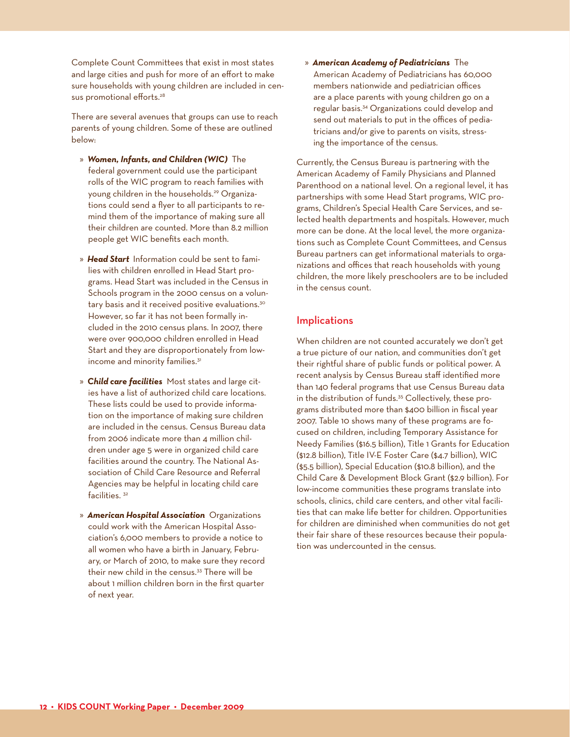Complete Count Committees that exist in most states and large cities and push for more of an effort to make sure households with young children are included in census promotional efforts.[28]

There are several avenues that groups can use to reach parents of young children. Some of these are outlined below:

- ***Women, Infants, and Children (WIC)*** The federal government could use the participant rolls of the WIC program to reach families with young children in the households.[29] Organizations could send a flyer to all participants to remind them of the importance of making sure all their children are counted. More than 8.2 million people get WIC benefits each month.

- ***Head Start*** Information could be sent to families with children enrolled in Head Start programs. Head Start was included in the Census in Schools program in the 2000 census on a voluntary basis and it received positive evaluations.[30] However, so far it has not been formally included in the 2010 census plans. In 2007, there were over 900,000 children enrolled in Head Start and they are disproportionately from low-income and minority families.[31]

- ***Child care facilities*** Most states and large cities have a list of authorized child care locations. These lists could be used to provide information on the importance of making sure children are included in the census. Census Bureau data from 2006 indicate more than 4 million children under age 5 were in organized child care facilities around the country. The National Association of Child Care Resource and Referral Agencies may be helpful in locating child care facilities.[32]

- ***American Hospital Association*** Organizations could work with the American Hospital Association's 6,000 members to provide a notice to all women who have a birth in January, February, or March of 2010, to make sure they record their new child in the census.[33] There will be about 1 million children born in the first quarter of next year.

- ***American Academy of Pediatricians*** The American Academy of Pediatricians has 60,000 members nationwide and pediatrician offices are a place parents with young children go on a regular basis.[34] Organizations could develop and send out materials to put in the offices of pediatricians and/or give to parents on visits, stressing the importance of the census.

Currently, the Census Bureau is partnering with the American Academy of Family Physicians and Planned Parenthood on a national level. On a regional level, it has partnerships with some Head Start programs, WIC programs, Children's Special Health Care Services, and selected health departments and hospitals. However, much more can be done. At the local level, the more organizations such as Complete Count Committees, and Census Bureau partners can get informational materials to organizations and offices that reach households with young children, the more likely preschoolers are to be included in the census count.

## Implications

When children are not counted accurately we don't get a true picture of our nation, and communities don't get their rightful share of public funds or political power. A recent analysis by Census Bureau staff identified more than 140 federal programs that use Census Bureau data in the distribution of funds.[35] Collectively, these programs distributed more than $400 billion in fiscal year 2007. Table 10 shows many of these programs are focused on children, including Temporary Assistance for Needy Families ($16.5 billion), Title 1 Grants for Education ($12.8 billion), Title IV-E Foster Care ($4.7 billion), WIC ($5.5 billion), Special Education ($10.8 billion), and the Child Care & Development Block Grant ($2.9 billion). For low-income communities these programs translate into schools, clinics, child care centers, and other vital facilities that can make life better for children. Opportunities for children are diminished when communities do not get their fair share of these resources because their population was undercounted in the census.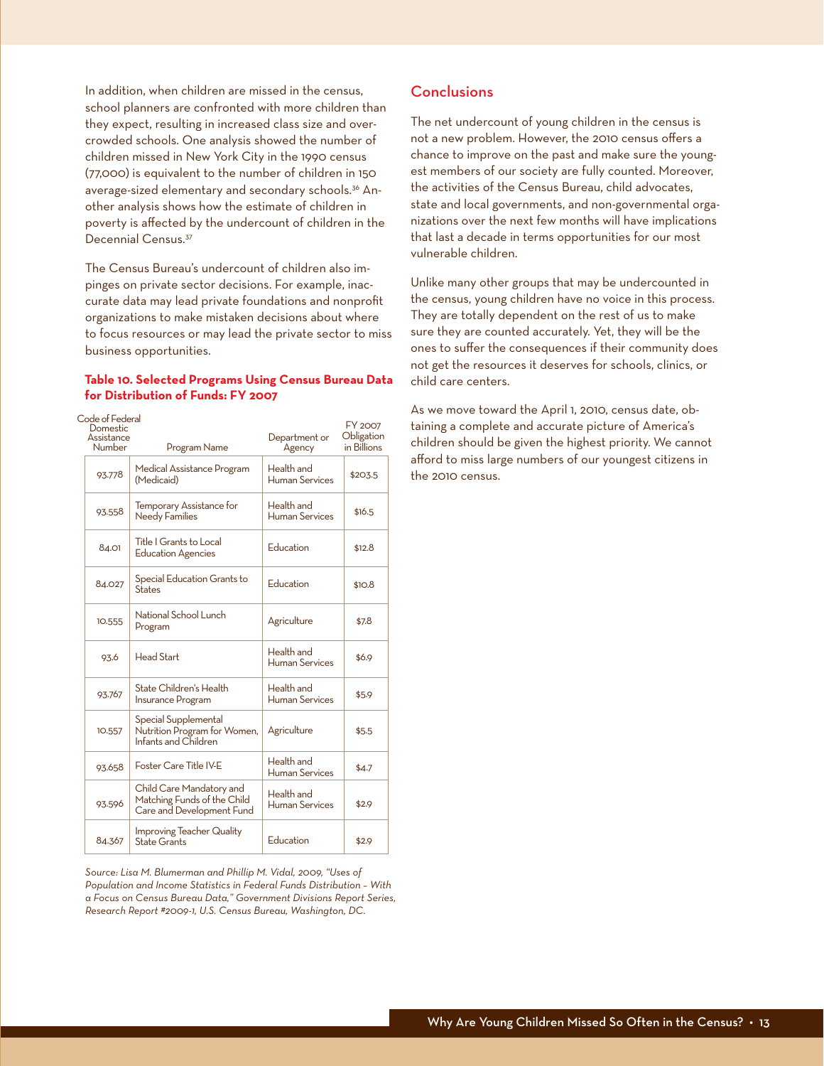In addition, when children are missed in the census, school planners are confronted with more children than they expect, resulting in increased class size and overcrowded schools. One analysis showed the number of children missed in New York City in the 1990 census (77,000) is equivalent to the number of children in 150 average-sized elementary and secondary schools.[36] Another analysis shows how the estimate of children in poverty is affected by the undercount of children in the Decennial Census.[37]

The Census Bureau's undercount of children also impinges on private sector decisions. For example, inaccurate data may lead private foundations and nonprofit organizations to make mistaken decisions about where to focus resources or may lead the private sector to miss business opportunities.

**Table 10. Selected Programs Using Census Bureau Data for Distribution of Funds: FY 2007**

| Code of Federal Domestic Assistance Number | Program Name | Department or Agency | FY 2007 Obligation in Billions |
|---|---|---|---|
| 93.778 | Medical Assistance Program (Medicaid) | Health and Human Services | $203.5 |
| 93.558 | Temporary Assistance for Needy Families | Health and Human Services | $16.5 |
| 84.01 | Title I Grants to Local Education Agencies | Education | $12.8 |
| 84.027 | Special Education Grants to States | Education | $10.8 |
| 10.555 | National School Lunch Program | Agriculture | $7.8 |
| 93.6 | Head Start | Health and Human Services | $6.9 |
| 93.767 | State Children's Health Insurance Program | Health and Human Services | $5.9 |
| 10.557 | Special Supplemental Nutrition Program for Women, Infants and Children | Agriculture | $5.5 |
| 93.658 | Foster Care Title IV-E | Health and Human Services | $4.7 |
| 93.596 | Child Care Mandatory and Matching Funds of the Child Care and Development Fund | Health and Human Services | $2.9 |
| 84.367 | Improving Teacher Quality State Grants | Education | $2.9 |

*Source: Lisa M. Blumerman and Phillip M. Vidal, 2009, "Uses of Population and Income Statistics in Federal Funds Distribution – With a Focus on Census Bureau Data," Government Divisions Report Series, Research Report #2009-1, U.S. Census Bureau, Washington, DC.*

## Conclusions

The net undercount of young children in the census is not a new problem. However, the 2010 census offers a chance to improve on the past and make sure the youngest members of our society are fully counted. Moreover, the activities of the Census Bureau, child advocates, state and local governments, and non-governmental organizations over the next few months will have implications that last a decade in terms opportunities for our most vulnerable children.

Unlike many other groups that may be undercounted in the census, young children have no voice in this process. They are totally dependent on the rest of us to make sure they are counted accurately. Yet, they will be the ones to suffer the consequences if their community does not get the resources it deserves for schools, clinics, or child care centers.

As we move toward the April 1, 2010, census date, obtaining a complete and accurate picture of America's children should be given the highest priority. We cannot afford to miss large numbers of our youngest citizens in the 2010 census.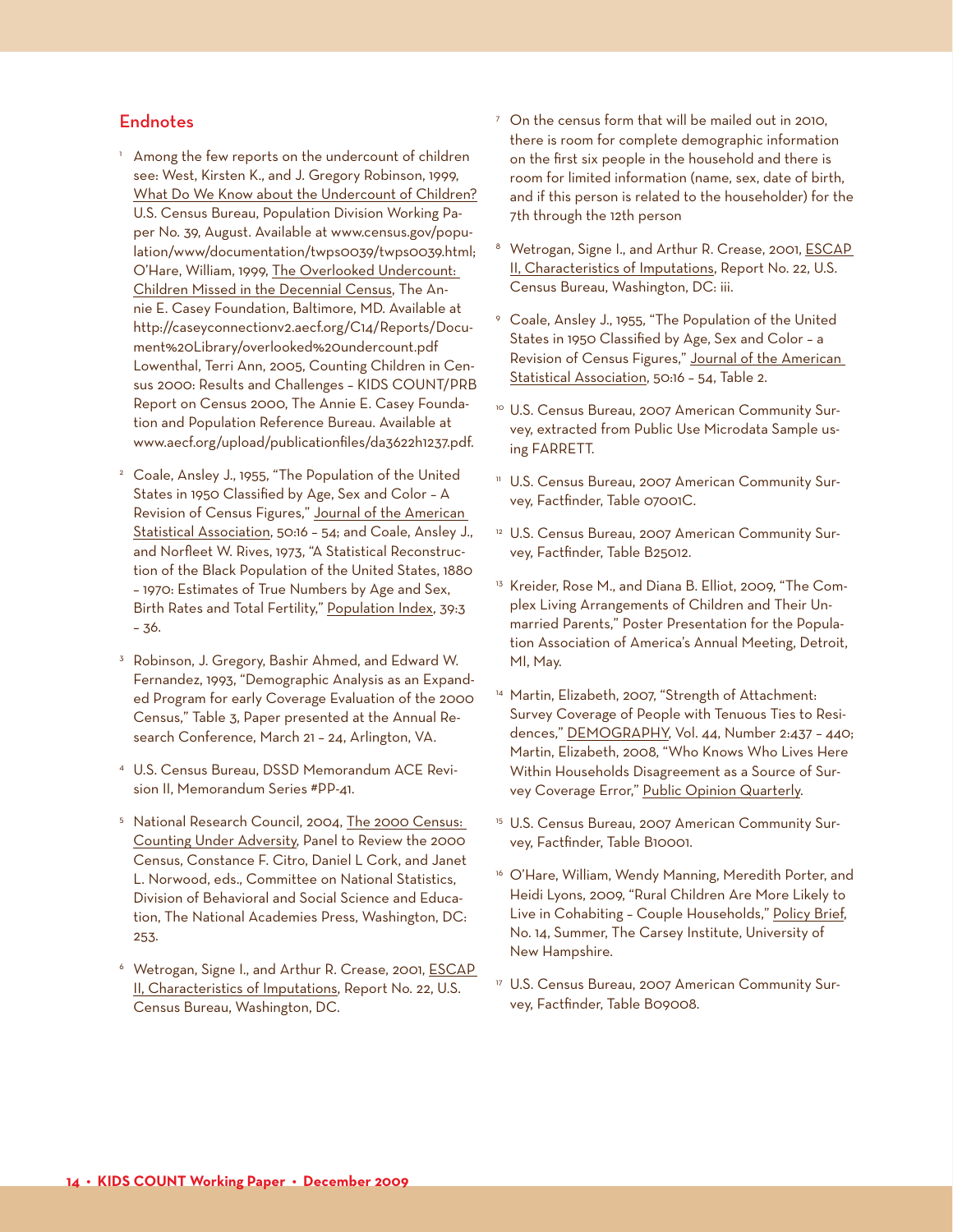## Endnotes

1. Among the few reports on the undercount of children see: West, Kirsten K., and J. Gregory Robinson, 1999, What Do We Know about the Undercount of Children? U.S. Census Bureau, Population Division Working Paper No. 39, August. Available at www.census.gov/population/www/documentation/twps0039/twps0039.html; O'Hare, William, 1999, The Overlooked Undercount: Children Missed in the Decennial Census, The Annie E. Casey Foundation, Baltimore, MD. Available at http://caseyconnectionv2.aecf.org/C14/Reports/Document%20Library/overlooked%20undercount.pdf Lowenthal, Terri Ann, 2005, Counting Children in Census 2000: Results and Challenges – KIDS COUNT/PRB Report on Census 2000, The Annie E. Casey Foundation and Population Reference Bureau. Available at www.aecf.org/upload/publicationfiles/da3622h1237.pdf.

2. Coale, Ansley J., 1955, "The Population of the United States in 1950 Classified by Age, Sex and Color – A Revision of Census Figures," Journal of the American Statistical Association, 50:16 – 54; and Coale, Ansley J., and Norfleet W. Rives, 1973, "A Statistical Reconstruction of the Black Population of the United States, 1880 – 1970: Estimates of True Numbers by Age and Sex, Birth Rates and Total Fertility," Population Index, 39:3 – 36.

3. Robinson, J. Gregory, Bashir Ahmed, and Edward W. Fernandez, 1993, "Demographic Analysis as an Expanded Program for early Coverage Evaluation of the 2000 Census," Table 3, Paper presented at the Annual Research Conference, March 21 – 24, Arlington, VA.

4. U.S. Census Bureau, DSSD Memorandum ACE Revision II, Memorandum Series #PP-41.

5. National Research Council, 2004, The 2000 Census: Counting Under Adversity, Panel to Review the 2000 Census, Constance F. Citro, Daniel L Cork, and Janet L. Norwood, eds., Committee on National Statistics, Division of Behavioral and Social Science and Education, The National Academies Press, Washington, DC: 253.

6. Wetrogan, Signe I., and Arthur R. Crease, 2001, ESCAP II, Characteristics of Imputations, Report No. 22, U.S. Census Bureau, Washington, DC.

7. On the census form that will be mailed out in 2010, there is room for complete demographic information on the first six people in the household and there is room for limited information (name, sex, date of birth, and if this person is related to the householder) for the 7th through the 12th person

8. Wetrogan, Signe I., and Arthur R. Crease, 2001, ESCAP II, Characteristics of Imputations, Report No. 22, U.S. Census Bureau, Washington, DC: iii.

9. Coale, Ansley J., 1955, "The Population of the United States in 1950 Classified by Age, Sex and Color – a Revision of Census Figures," Journal of the American Statistical Association, 50:16 – 54, Table 2.

10. U.S. Census Bureau, 2007 American Community Survey, extracted from Public Use Microdata Sample using FARRETT.

11. U.S. Census Bureau, 2007 American Community Survey, Factfinder, Table 07001C.

12. U.S. Census Bureau, 2007 American Community Survey, Factfinder, Table B25012.

13. Kreider, Rose M., and Diana B. Elliot, 2009, "The Complex Living Arrangements of Children and Their Unmarried Parents," Poster Presentation for the Population Association of America's Annual Meeting, Detroit, MI, May.

14. Martin, Elizabeth, 2007, "Strength of Attachment: Survey Coverage of People with Tenuous Ties to Residences," DEMOGRAPHY, Vol. 44, Number 2:437 – 440; Martin, Elizabeth, 2008, "Who Knows Who Lives Here Within Households Disagreement as a Source of Survey Coverage Error," Public Opinion Quarterly.

15. U.S. Census Bureau, 2007 American Community Survey, Factfinder, Table B10001.

16. O'Hare, William, Wendy Manning, Meredith Porter, and Heidi Lyons, 2009, "Rural Children Are More Likely to Live in Cohabiting – Couple Households," Policy Brief, No. 14, Summer, The Carsey Institute, University of New Hampshire.

17. U.S. Census Bureau, 2007 American Community Survey, Factfinder, Table B09008.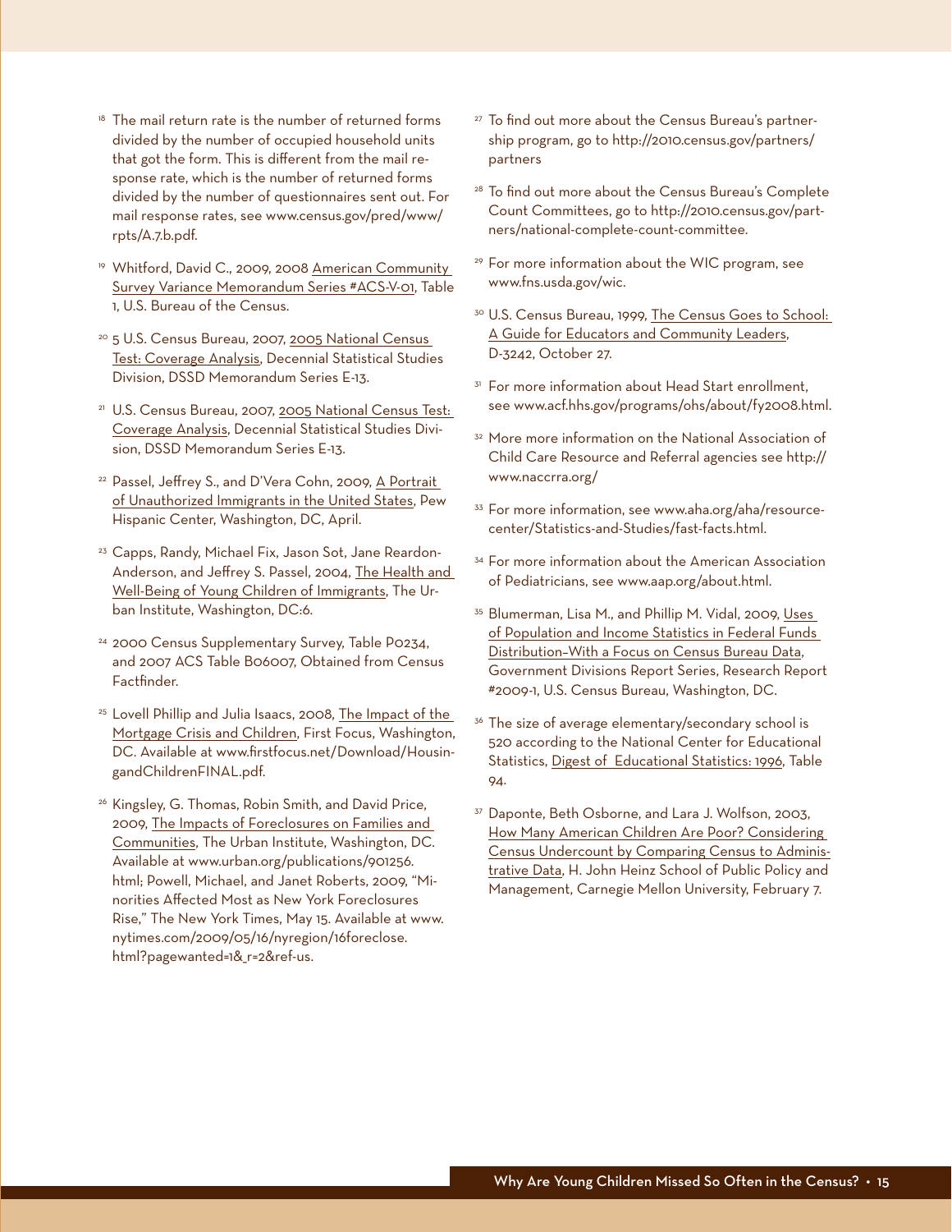[18] The mail return rate is the number of returned forms divided by the number of occupied household units that got the form. This is different from the mail response rate, which is the number of returned forms divided by the number of questionnaires sent out. For mail response rates, see www.census.gov/pred/www/rpts/A.7.b.pdf.

[19] Whitford, David C., 2009, 2008 American Community Survey Variance Memorandum Series #ACS-V-01, Table 1, U.S. Bureau of the Census.

[20] 5 U.S. Census Bureau, 2007, 2005 National Census Test: Coverage Analysis, Decennial Statistical Studies Division, DSSD Memorandum Series E-13.

[21] U.S. Census Bureau, 2007, 2005 National Census Test: Coverage Analysis, Decennial Statistical Studies Division, DSSD Memorandum Series E-13.

[22] Passel, Jeffrey S., and D'Vera Cohn, 2009, A Portrait of Unauthorized Immigrants in the United States, Pew Hispanic Center, Washington, DC, April.

[23] Capps, Randy, Michael Fix, Jason Sot, Jane Reardon-Anderson, and Jeffrey S. Passel, 2004, The Health and Well-Being of Young Children of Immigrants, The Urban Institute, Washington, DC:6.

[24] 2000 Census Supplementary Survey, Table P0234, and 2007 ACS Table B06007, Obtained from Census Factfinder.

[25] Lovell Phillip and Julia Isaacs, 2008, The Impact of the Mortgage Crisis and Children, First Focus, Washington, DC. Available at www.firstfocus.net/Download/HousingandChildrenFINAL.pdf.

[26] Kingsley, G. Thomas, Robin Smith, and David Price, 2009, The Impacts of Foreclosures on Families and Communities, The Urban Institute, Washington, DC. Available at www.urban.org/publications/901256.html; Powell, Michael, and Janet Roberts, 2009, "Minorities Affected Most as New York Foreclosures Rise," The New York Times, May 15. Available at www.nytimes.com/2009/05/16/nyregion/16foreclose.html?pagewanted=1&_r=2&ref-us.

[27] To find out more about the Census Bureau's partnership program, go to http://2010.census.gov/partners/partners

[28] To find out more about the Census Bureau's Complete Count Committees, go to http://2010.census.gov/partners/national-complete-count-committee.

[29] For more information about the WIC program, see www.fns.usda.gov/wic.

[30] U.S. Census Bureau, 1999, The Census Goes to School: A Guide for Educators and Community Leaders, D-3242, October 27.

[31] For more information about Head Start enrollment, see www.acf.hhs.gov/programs/ohs/about/fy2008.html.

[32] More more information on the National Association of Child Care Resource and Referral agencies see http://www.naccrra.org/

[33] For more information, see www.aha.org/aha/resource-center/Statistics-and-Studies/fast-facts.html.

[34] For more information about the American Association of Pediatricians, see www.aap.org/about.html.

[35] Blumerman, Lisa M., and Phillip M. Vidal, 2009, Uses of Population and Income Statistics in Federal Funds Distribution–With a Focus on Census Bureau Data, Government Divisions Report Series, Research Report #2009-1, U.S. Census Bureau, Washington, DC.

[36] The size of average elementary/secondary school is 520 according to the National Center for Educational Statistics, Digest of Educational Statistics: 1996, Table 94.

[37] Daponte, Beth Osborne, and Lara J. Wolfson, 2003, How Many American Children Are Poor? Considering Census Undercount by Comparing Census to Administrative Data, H. John Heinz School of Public Policy and Management, Carnegie Mellon University, February 7.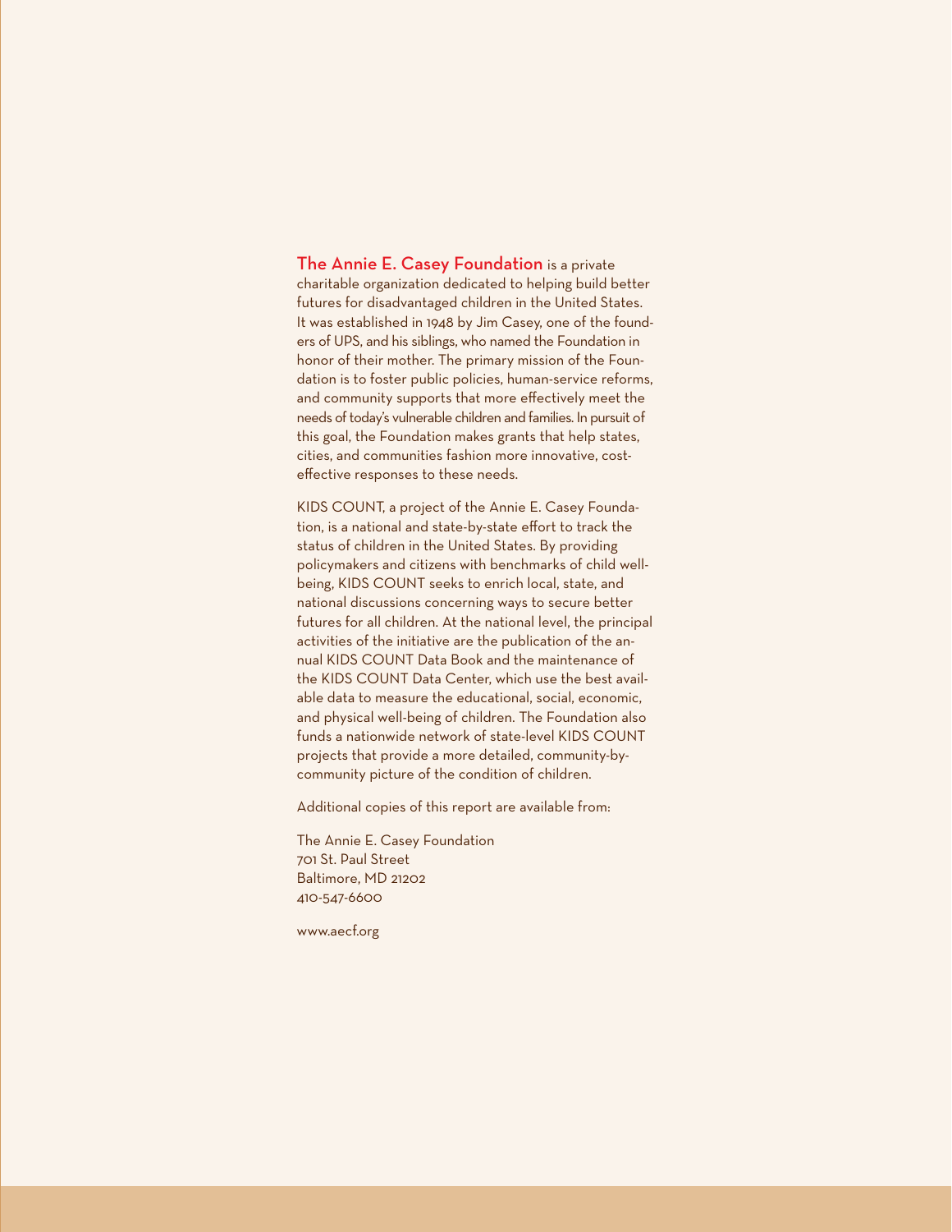**The Annie E. Casey Foundation** is a private charitable organization dedicated to helping build better futures for disadvantaged children in the United States. It was established in 1948 by Jim Casey, one of the founders of UPS, and his siblings, who named the Foundation in honor of their mother. The primary mission of the Foundation is to foster public policies, human-service reforms, and community supports that more effectively meet the needs of today's vulnerable children and families. In pursuit of this goal, the Foundation makes grants that help states, cities, and communities fashion more innovative, cost-effective responses to these needs.

KIDS COUNT, a project of the Annie E. Casey Foundation, is a national and state-by-state effort to track the status of children in the United States. By providing policymakers and citizens with benchmarks of child well-being, KIDS COUNT seeks to enrich local, state, and national discussions concerning ways to secure better futures for all children. At the national level, the principal activities of the initiative are the publication of the annual KIDS COUNT Data Book and the maintenance of the KIDS COUNT Data Center, which use the best available data to measure the educational, social, economic, and physical well-being of children. The Foundation also funds a nationwide network of state-level KIDS COUNT projects that provide a more detailed, community-by-community picture of the condition of children.

Additional copies of this report are available from:

The Annie E. Casey Foundation  
701 St. Paul Street  
Baltimore, MD 21202  
410-547-6600

www.aecf.org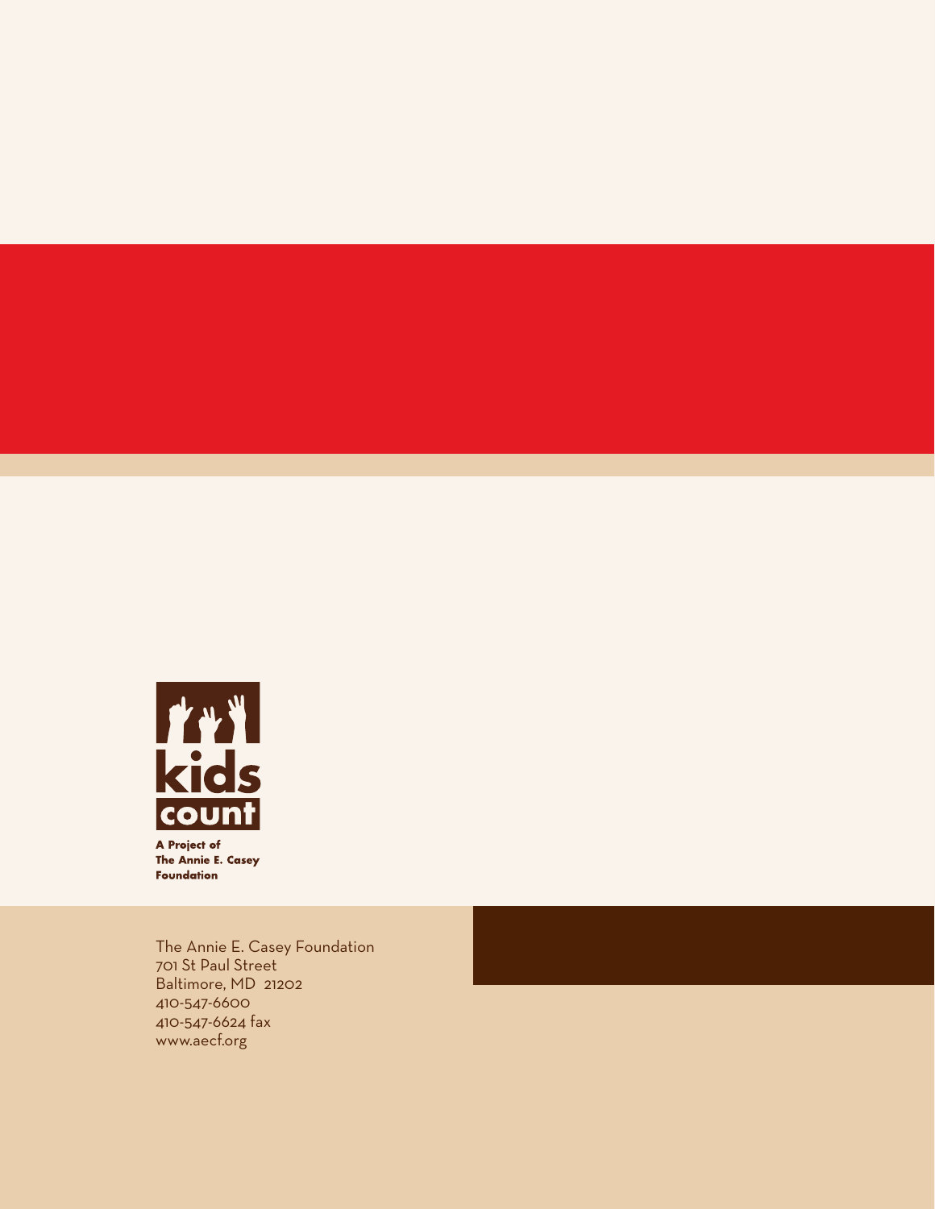kids count

A Project of
The Annie E. Casey
Foundation

The Annie E. Casey Foundation
701 St Paul Street
Baltimore, MD 21202
410-547-6600
410-547-6624 fax
www.aecf.org